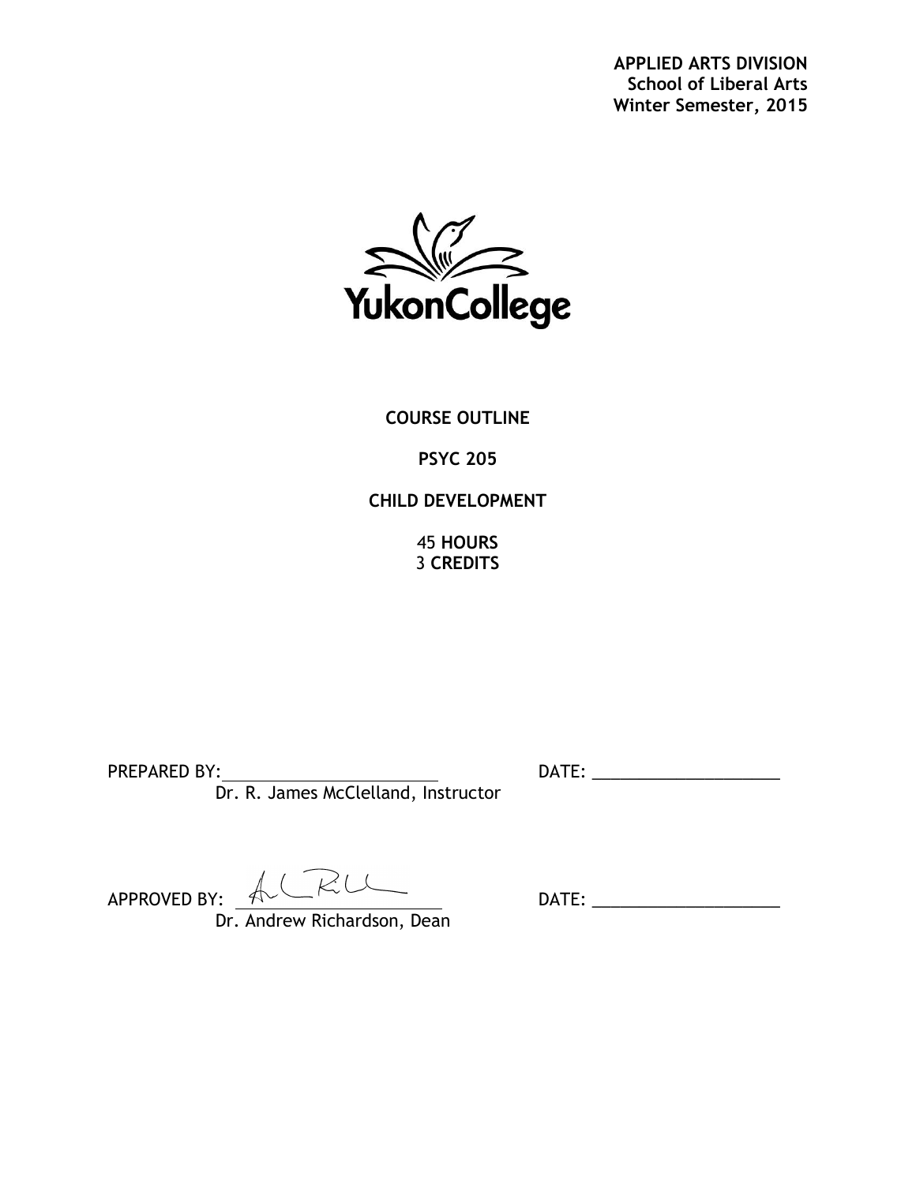**APPLIED ARTS DIVISION**
**School of Liberal Arts**
**Winter Semester, 2015**

YukonCollege

# COURSE OUTLINE

## PSYC 205

## CHILD DEVELOPMENT

45 **HOURS**
3 **CREDITS**

PREPARED BY: ______________________ DATE: ____________________
Dr. R. James McClelland, Instructor

APPROVED BY: ______________________ DATE: ____________________
Dr. Andrew Richardson, Dean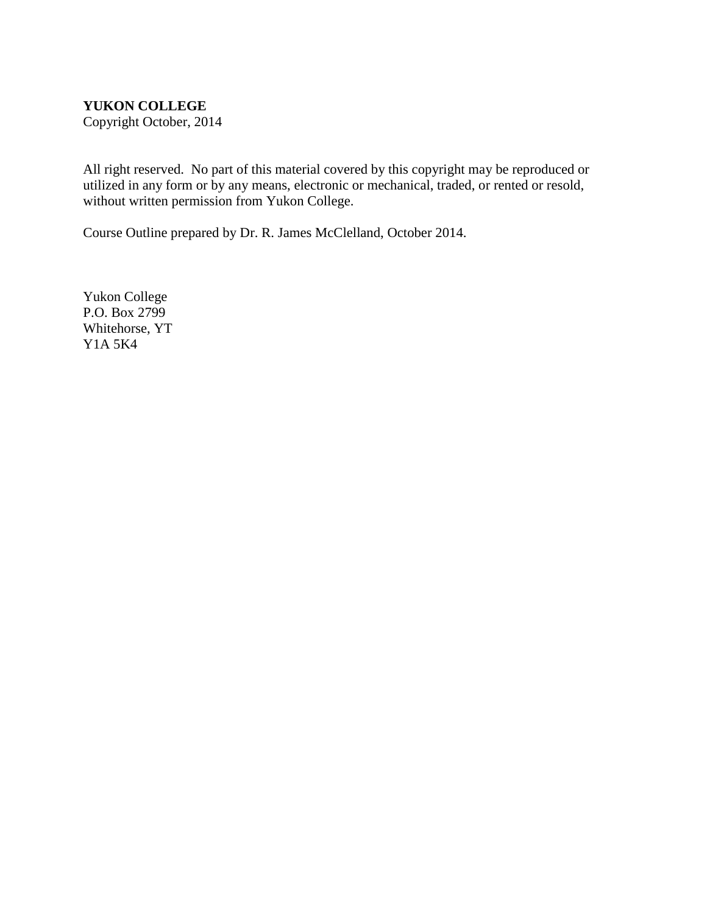**YUKON COLLEGE**
Copyright October, 2014

All right reserved. No part of this material covered by this copyright may be reproduced or utilized in any form or by any means, electronic or mechanical, traded, or rented or resold, without written permission from Yukon College.

Course Outline prepared by Dr. R. James McClelland, October 2014.

Yukon College
P.O. Box 2799
Whitehorse, YT
Y1A 5K4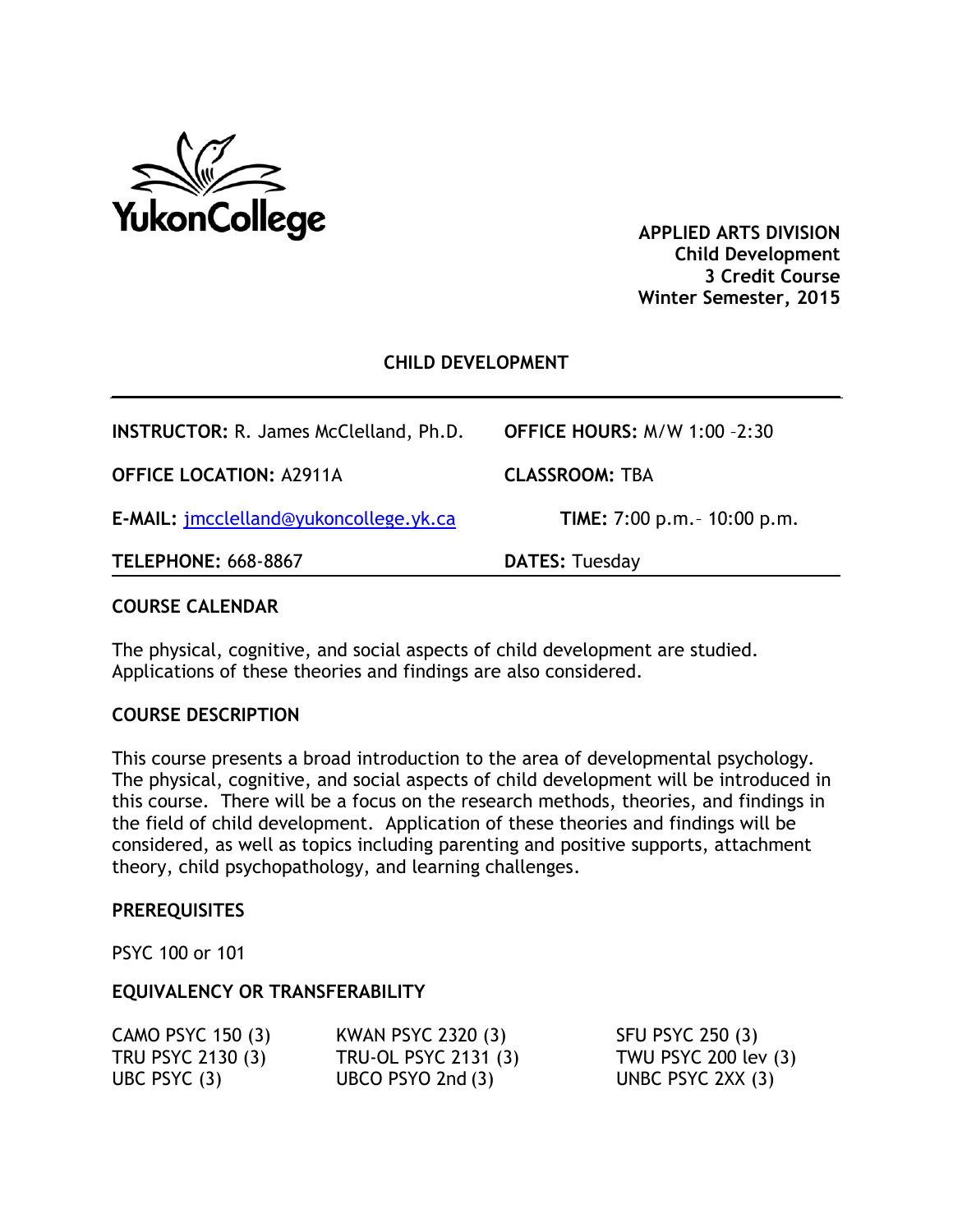YukonCollege

**APPLIED ARTS DIVISION**
**Child Development**
**3 Credit Course**
**Winter Semester, 2015**

## CHILD DEVELOPMENT

| | |
|---|---|
| **INSTRUCTOR:** R. James McClelland, Ph.D. | **OFFICE HOURS:** M/W 1:00 –2:30 |
| **OFFICE LOCATION:** A2911A | **CLASSROOM:** TBA |
| **E-MAIL:** jmcclelland@yukoncollege.yk.ca | **TIME:** 7:00 p.m.– 10:00 p.m. |
| **TELEPHONE:** 668-8867 | **DATES:** Tuesday |

### COURSE CALENDAR

The physical, cognitive, and social aspects of child development are studied. Applications of these theories and findings are also considered.

### COURSE DESCRIPTION

This course presents a broad introduction to the area of developmental psychology. The physical, cognitive, and social aspects of child development will be introduced in this course. There will be a focus on the research methods, theories, and findings in the field of child development. Application of these theories and findings will be considered, as well as topics including parenting and positive supports, attachment theory, child psychopathology, and learning challenges.

### PREREQUISITES

PSYC 100 or 101

### EQUIVALENCY OR TRANSFERABILITY

| | | |
|---|---|---|
| CAMO PSYC 150 (3) | KWAN PSYC 2320 (3) | SFU PSYC 250 (3) |
| TRU PSYC 2130 (3) | TRU-OL PSYC 2131 (3) | TWU PSYC 200 lev (3) |
| UBC PSYC (3) | UBCO PSYO 2nd (3) | UNBC PSYC 2XX (3) |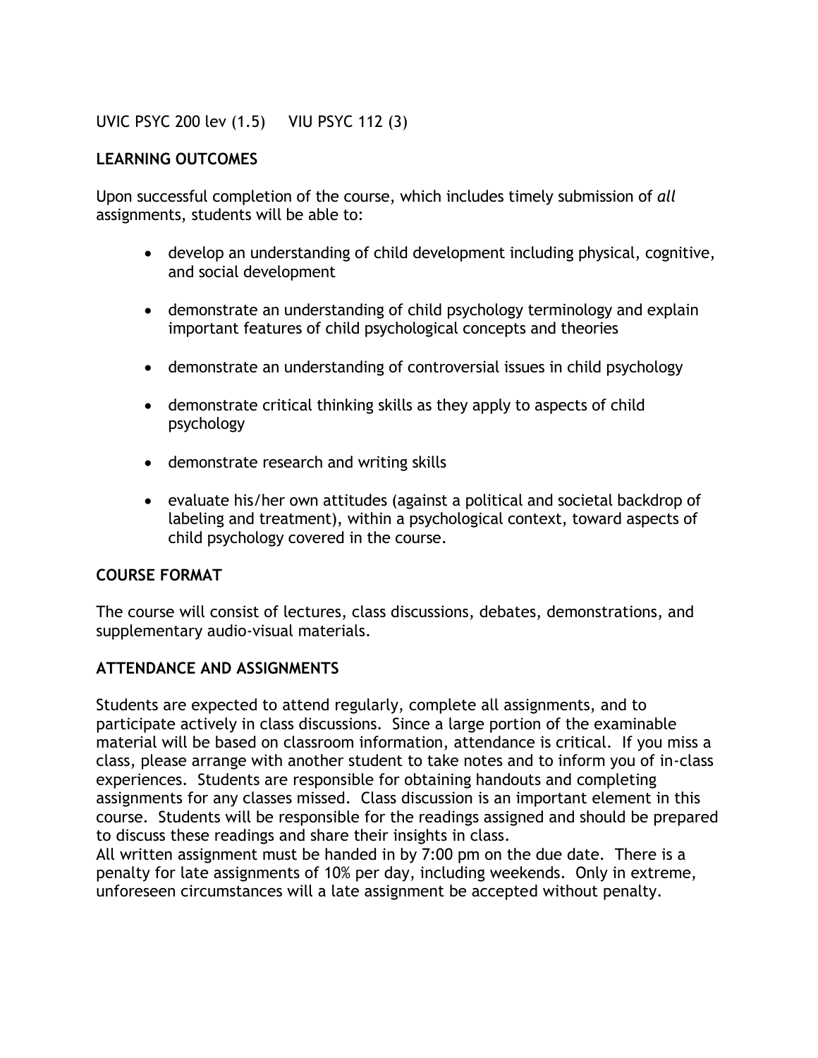UVIC PSYC 200 lev (1.5)     VIU PSYC 112 (3)

## LEARNING OUTCOMES

Upon successful completion of the course, which includes timely submission of *all* assignments, students will be able to:

- develop an understanding of child development including physical, cognitive, and social development
- demonstrate an understanding of child psychology terminology and explain important features of child psychological concepts and theories
- demonstrate an understanding of controversial issues in child psychology
- demonstrate critical thinking skills as they apply to aspects of child psychology
- demonstrate research and writing skills
- evaluate his/her own attitudes (against a political and societal backdrop of labeling and treatment), within a psychological context, toward aspects of child psychology covered in the course.

## COURSE FORMAT

The course will consist of lectures, class discussions, debates, demonstrations, and supplementary audio-visual materials.

## ATTENDANCE AND ASSIGNMENTS

Students are expected to attend regularly, complete all assignments, and to participate actively in class discussions. Since a large portion of the examinable material will be based on classroom information, attendance is critical. If you miss a class, please arrange with another student to take notes and to inform you of in-class experiences. Students are responsible for obtaining handouts and completing assignments for any classes missed. Class discussion is an important element in this course. Students will be responsible for the readings assigned and should be prepared to discuss these readings and share their insights in class.
All written assignment must be handed in by 7:00 pm on the due date. There is a penalty for late assignments of 10% per day, including weekends. Only in extreme, unforeseen circumstances will a late assignment be accepted without penalty.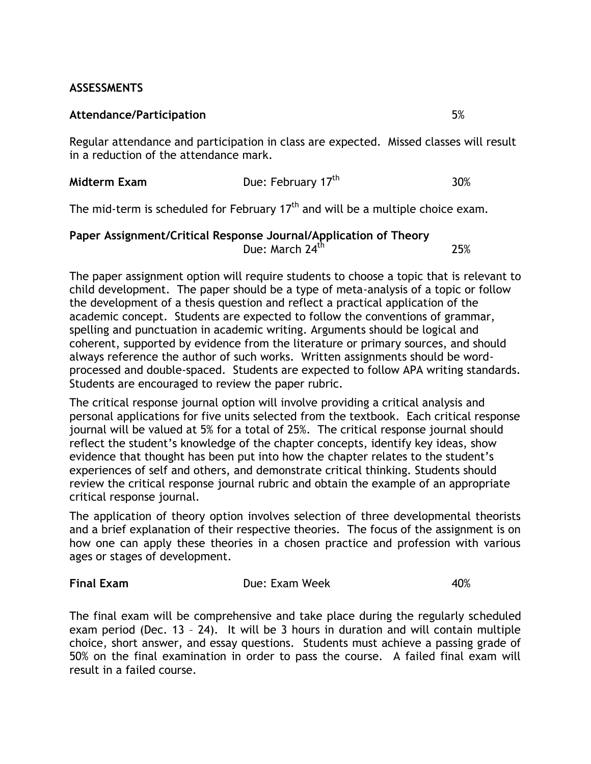## ASSESSMENTS

**Attendance/Participation** 5%

Regular attendance and participation in class are expected. Missed classes will result in a reduction of the attendance mark.

**Midterm Exam** Due: February 17th 30%

The mid-term is scheduled for February 17th and will be a multiple choice exam.

**Paper Assignment/Critical Response Journal/Application of Theory**
Due: March 24th 25%

The paper assignment option will require students to choose a topic that is relevant to child development. The paper should be a type of meta-analysis of a topic or follow the development of a thesis question and reflect a practical application of the academic concept. Students are expected to follow the conventions of grammar, spelling and punctuation in academic writing. Arguments should be logical and coherent, supported by evidence from the literature or primary sources, and should always reference the author of such works. Written assignments should be word-processed and double-spaced. Students are expected to follow APA writing standards. Students are encouraged to review the paper rubric.

The critical response journal option will involve providing a critical analysis and personal applications for five units selected from the textbook. Each critical response journal will be valued at 5% for a total of 25%. The critical response journal should reflect the student's knowledge of the chapter concepts, identify key ideas, show evidence that thought has been put into how the chapter relates to the student's experiences of self and others, and demonstrate critical thinking. Students should review the critical response journal rubric and obtain the example of an appropriate critical response journal.

The application of theory option involves selection of three developmental theorists and a brief explanation of their respective theories. The focus of the assignment is on how one can apply these theories in a chosen practice and profession with various ages or stages of development.

**Final Exam** Due: Exam Week 40%

The final exam will be comprehensive and take place during the regularly scheduled exam period (Dec. 13 – 24). It will be 3 hours in duration and will contain multiple choice, short answer, and essay questions. Students must achieve a passing grade of 50% on the final examination in order to pass the course. A failed final exam will result in a failed course.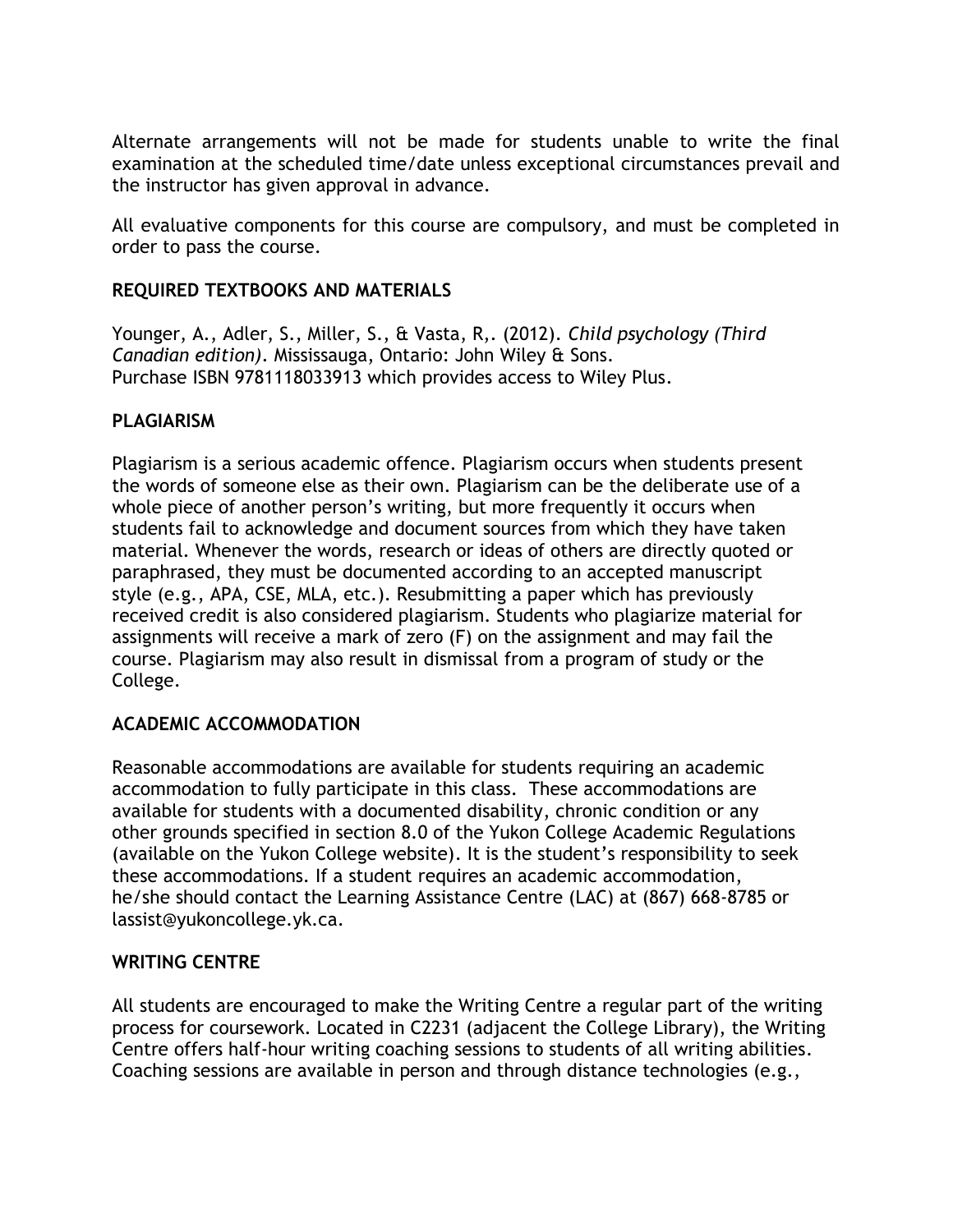Alternate arrangements will not be made for students unable to write the final examination at the scheduled time/date unless exceptional circumstances prevail and the instructor has given approval in advance.

All evaluative components for this course are compulsory, and must be completed in order to pass the course.

## REQUIRED TEXTBOOKS AND MATERIALS

Younger, A., Adler, S., Miller, S., & Vasta, R,. (2012). *Child psychology (Third Canadian edition)*. Mississauga, Ontario: John Wiley & Sons.
Purchase ISBN 9781118033913 which provides access to Wiley Plus.

## PLAGIARISM

Plagiarism is a serious academic offence. Plagiarism occurs when students present the words of someone else as their own. Plagiarism can be the deliberate use of a whole piece of another person's writing, but more frequently it occurs when students fail to acknowledge and document sources from which they have taken material. Whenever the words, research or ideas of others are directly quoted or paraphrased, they must be documented according to an accepted manuscript style (e.g., APA, CSE, MLA, etc.). Resubmitting a paper which has previously received credit is also considered plagiarism. Students who plagiarize material for assignments will receive a mark of zero (F) on the assignment and may fail the course. Plagiarism may also result in dismissal from a program of study or the College.

## ACADEMIC ACCOMMODATION

Reasonable accommodations are available for students requiring an academic accommodation to fully participate in this class. These accommodations are available for students with a documented disability, chronic condition or any other grounds specified in section 8.0 of the Yukon College Academic Regulations (available on the Yukon College website). It is the student's responsibility to seek these accommodations. If a student requires an academic accommodation, he/she should contact the Learning Assistance Centre (LAC) at (867) 668-8785 or lassist@yukoncollege.yk.ca.

## WRITING CENTRE

All students are encouraged to make the Writing Centre a regular part of the writing process for coursework. Located in C2231 (adjacent the College Library), the Writing Centre offers half-hour writing coaching sessions to students of all writing abilities. Coaching sessions are available in person and through distance technologies (e.g.,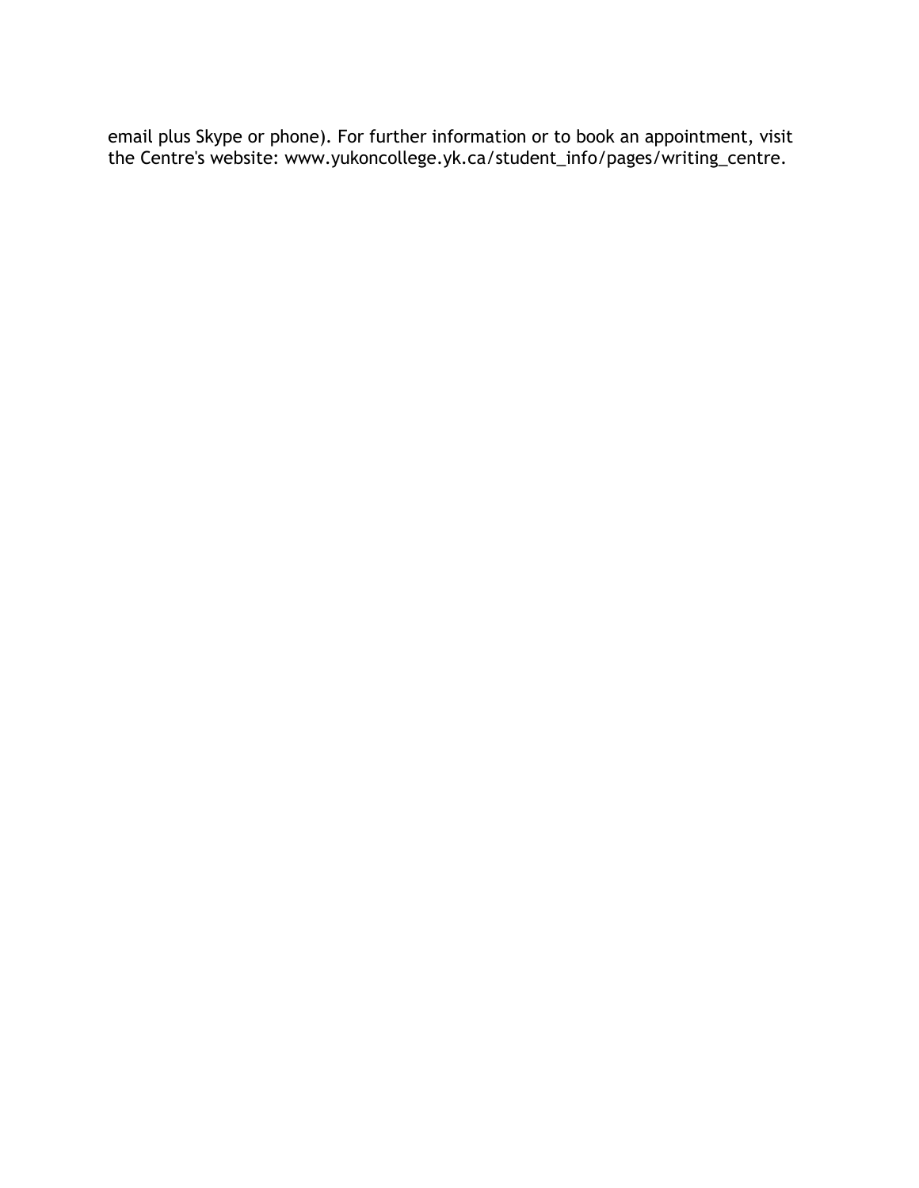email plus Skype or phone). For further information or to book an appointment, visit the Centre's website: www.yukoncollege.yk.ca/student_info/pages/writing_centre.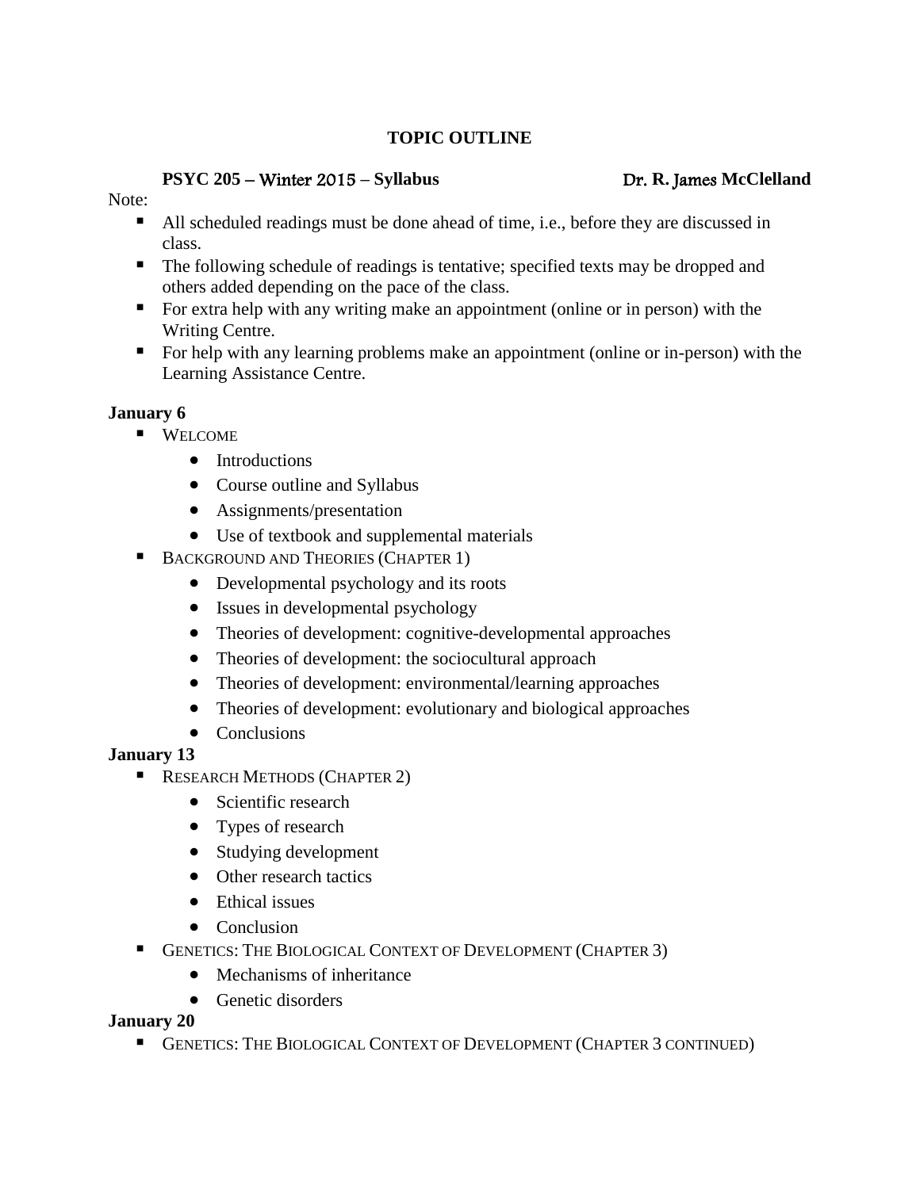## TOPIC OUTLINE

**PSYC 205 – Winter 2015 – Syllabus** **Dr. R. James McClelland**

Note:

- All scheduled readings must be done ahead of time, i.e., before they are discussed in class.
- The following schedule of readings is tentative; specified texts may be dropped and others added depending on the pace of the class.
- For extra help with any writing make an appointment (online or in person) with the Writing Centre.
- For help with any learning problems make an appointment (online or in-person) with the Learning Assistance Centre.

**January 6**

- WELCOME
  - Introductions
  - Course outline and Syllabus
  - Assignments/presentation
  - Use of textbook and supplemental materials
- BACKGROUND AND THEORIES (CHAPTER 1)
  - Developmental psychology and its roots
  - Issues in developmental psychology
  - Theories of development: cognitive-developmental approaches
  - Theories of development: the sociocultural approach
  - Theories of development: environmental/learning approaches
  - Theories of development: evolutionary and biological approaches
  - Conclusions

**January 13**

- RESEARCH METHODS (CHAPTER 2)
  - Scientific research
  - Types of research
  - Studying development
  - Other research tactics
  - Ethical issues
  - Conclusion
- GENETICS: THE BIOLOGICAL CONTEXT OF DEVELOPMENT (CHAPTER 3)
  - Mechanisms of inheritance
  - Genetic disorders

**January 20**

- GENETICS: THE BIOLOGICAL CONTEXT OF DEVELOPMENT (CHAPTER 3 CONTINUED)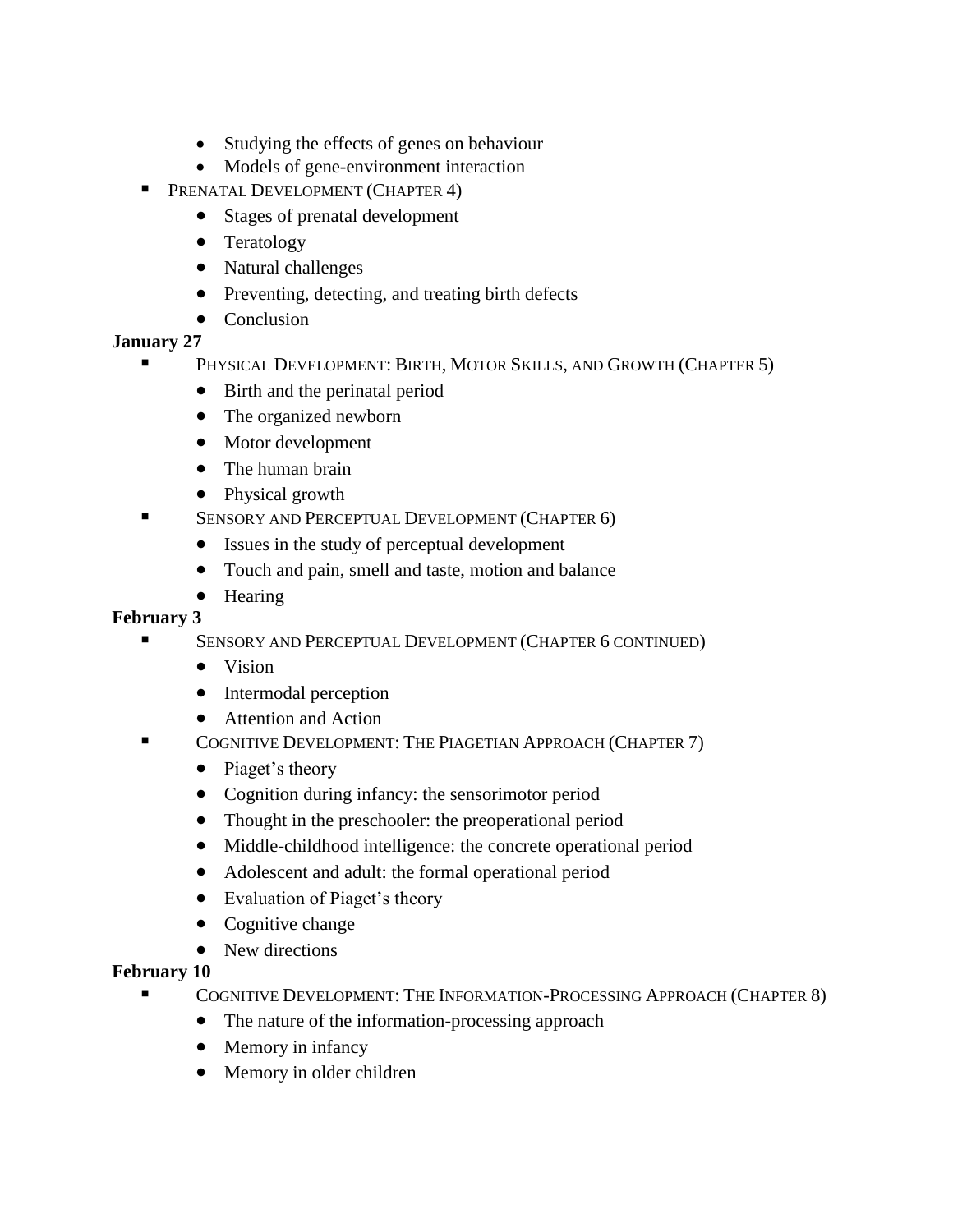- Studying the effects of genes on behaviour
  - Models of gene-environment interaction
- Prenatal Development (Chapter 4)
  - Stages of prenatal development
  - Teratology
  - Natural challenges
  - Preventing, detecting, and treating birth defects
  - Conclusion

**January 27**

- Physical Development: Birth, Motor Skills, and Growth (Chapter 5)
  - Birth and the perinatal period
  - The organized newborn
  - Motor development
  - The human brain
  - Physical growth
- Sensory and Perceptual Development (Chapter 6)
  - Issues in the study of perceptual development
  - Touch and pain, smell and taste, motion and balance
  - Hearing

**February 3**

- Sensory and Perceptual Development (Chapter 6 continued)
  - Vision
  - Intermodal perception
  - Attention and Action
- Cognitive Development: The Piagetian Approach (Chapter 7)
  - Piaget's theory
  - Cognition during infancy: the sensorimotor period
  - Thought in the preschooler: the preoperational period
  - Middle-childhood intelligence: the concrete operational period
  - Adolescent and adult: the formal operational period
  - Evaluation of Piaget's theory
  - Cognitive change
  - New directions

**February 10**

- Cognitive Development: The Information-Processing Approach (Chapter 8)
  - The nature of the information-processing approach
  - Memory in infancy
  - Memory in older children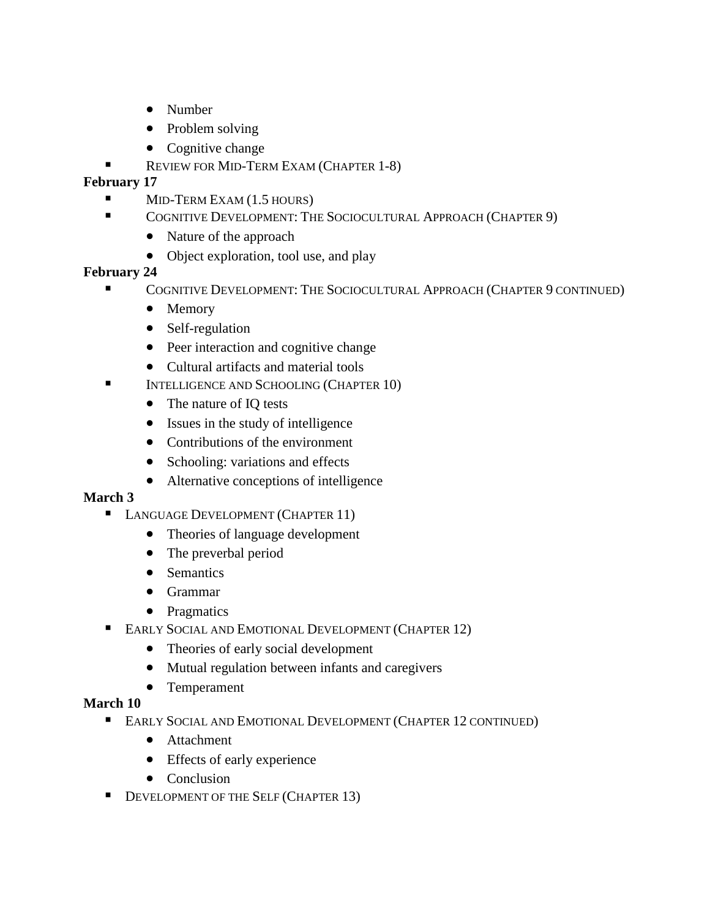- Number
    - Problem solving
    - Cognitive change
- REVIEW FOR MID-TERM EXAM (CHAPTER 1-8)

**February 17**

- MID-TERM EXAM (1.5 HOURS)
- COGNITIVE DEVELOPMENT: THE SOCIOCULTURAL APPROACH (CHAPTER 9)
    - Nature of the approach
    - Object exploration, tool use, and play

**February 24**

- COGNITIVE DEVELOPMENT: THE SOCIOCULTURAL APPROACH (CHAPTER 9 CONTINUED)
    - Memory
    - Self-regulation
    - Peer interaction and cognitive change
    - Cultural artifacts and material tools
- INTELLIGENCE AND SCHOOLING (CHAPTER 10)
    - The nature of IQ tests
    - Issues in the study of intelligence
    - Contributions of the environment
    - Schooling: variations and effects
    - Alternative conceptions of intelligence

**March 3**

- LANGUAGE DEVELOPMENT (CHAPTER 11)
    - Theories of language development
    - The preverbal period
    - Semantics
    - Grammar
    - Pragmatics
- EARLY SOCIAL AND EMOTIONAL DEVELOPMENT (CHAPTER 12)
    - Theories of early social development
    - Mutual regulation between infants and caregivers
    - Temperament

**March 10**

- EARLY SOCIAL AND EMOTIONAL DEVELOPMENT (CHAPTER 12 CONTINUED)
    - Attachment
    - Effects of early experience
    - Conclusion
- DEVELOPMENT OF THE SELF (CHAPTER 13)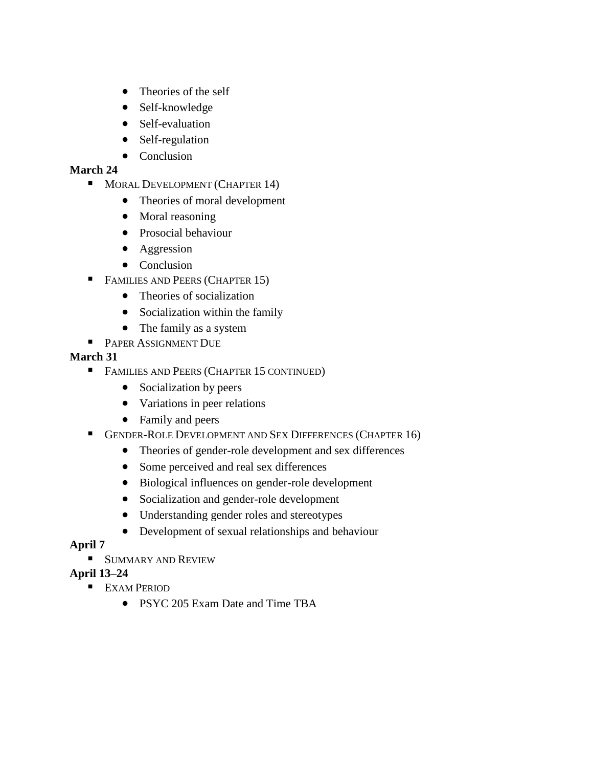- Theories of the self
  - Self-knowledge
  - Self-evaluation
  - Self-regulation
  - Conclusion

**March 24**

- Moral Development (Chapter 14)
  - Theories of moral development
  - Moral reasoning
  - Prosocial behaviour
  - Aggression
  - Conclusion
- Families and Peers (Chapter 15)
  - Theories of socialization
  - Socialization within the family
  - The family as a system
- Paper Assignment Due

**March 31**

- Families and Peers (Chapter 15 continued)
  - Socialization by peers
  - Variations in peer relations
  - Family and peers
- Gender-Role Development and Sex Differences (Chapter 16)
  - Theories of gender-role development and sex differences
  - Some perceived and real sex differences
  - Biological influences on gender-role development
  - Socialization and gender-role development
  - Understanding gender roles and stereotypes
  - Development of sexual relationships and behaviour

**April 7**

- Summary and Review

**April 13–24**

- Exam Period
  - PSYC 205 Exam Date and Time TBA